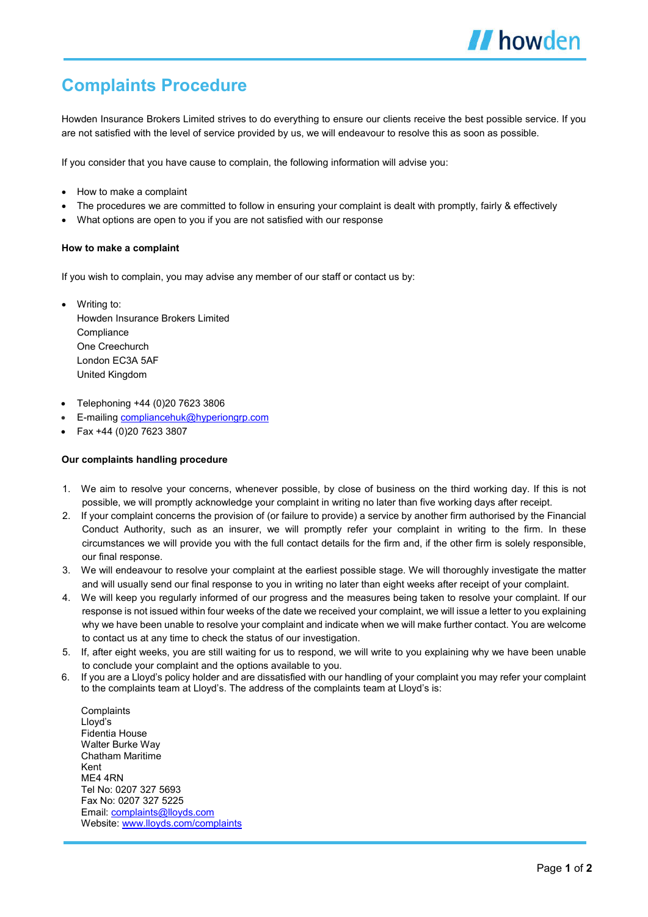# Complaints Procedure

Howden Insurance Brokers Limited strives to do everything to ensure our clients receive the best possible service. If you are not satisfied with the level of service provided by us, we will endeavour to resolve this as soon as possible.

If you consider that you have cause to complain, the following information will advise you:

- How to make a complaint
- The procedures we are committed to follow in ensuring your complaint is dealt with promptly, fairly & effectively
- What options are open to you if you are not satisfied with our response

**How to make a complaint**

If you wish to complain, you may advise any member of our staff or contact us by:

- Writing to:
  Howden Insurance Brokers Limited
  Compliance
  One Creechurch
  London EC3A 5AF
  United Kingdom

- Telephoning +44 (0)20 7623 3806
- E-mailing compliancehuk@hyperiongrp.com
- Fax +44 (0)20 7623 3807

**Our complaints handling procedure**

1. We aim to resolve your concerns, whenever possible, by close of business on the third working day. If this is not possible, we will promptly acknowledge your complaint in writing no later than five working days after receipt.
2. If your complaint concerns the provision of (or failure to provide) a service by another firm authorised by the Financial Conduct Authority, such as an insurer, we will promptly refer your complaint in writing to the firm. In these circumstances we will provide you with the full contact details for the firm and, if the other firm is solely responsible, our final response.
3. We will endeavour to resolve your complaint at the earliest possible stage. We will thoroughly investigate the matter and will usually send our final response to you in writing no later than eight weeks after receipt of your complaint.
4. We will keep you regularly informed of our progress and the measures being taken to resolve your complaint. If our response is not issued within four weeks of the date we received your complaint, we will issue a letter to you explaining why we have been unable to resolve your complaint and indicate when we will make further contact. You are welcome to contact us at any time to check the status of our investigation.
5. If, after eight weeks, you are still waiting for us to respond, we will write to you explaining why we have been unable to conclude your complaint and the options available to you.
6. If you are a Lloyd's policy holder and are dissatisfied with our handling of your complaint you may refer your complaint to the complaints team at Lloyd's. The address of the complaints team at Lloyd's is:

   Complaints
   Lloyd's
   Fidentia House
   Walter Burke Way
   Chatham Maritime
   Kent
   ME4 4RN
   Tel No: 0207 327 5693
   Fax No: 0207 327 5225
   Email: complaints@lloyds.com
   Website: www.lloyds.com/complaints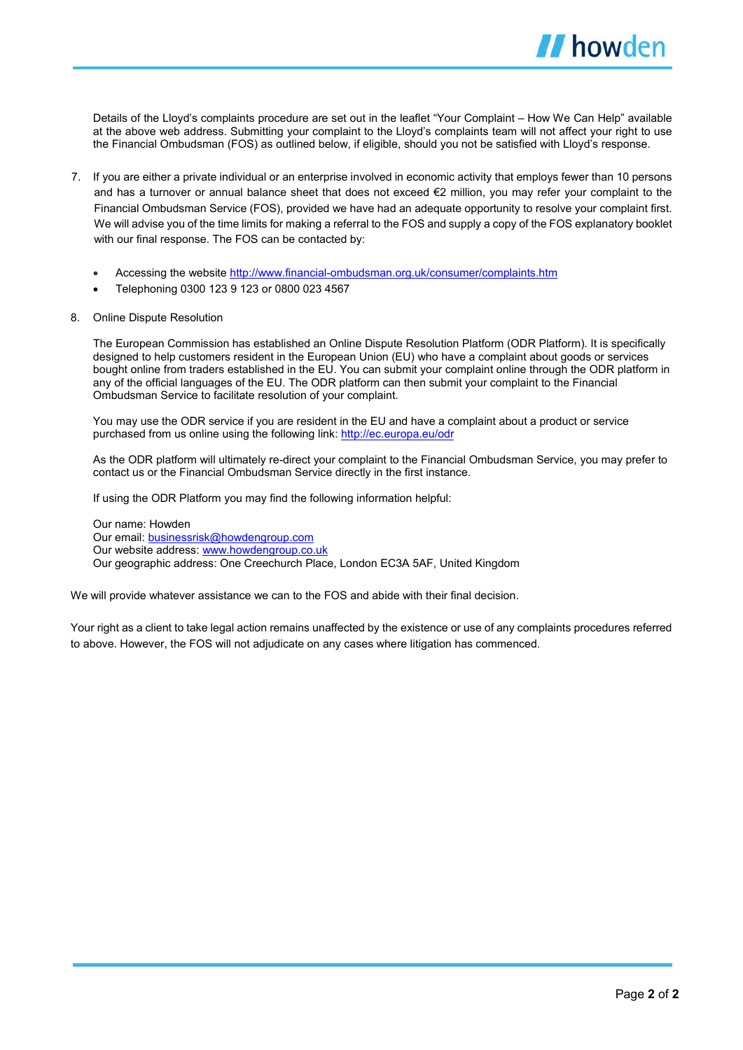Details of the Lloyd's complaints procedure are set out in the leaflet "Your Complaint – How We Can Help" available at the above web address. Submitting your complaint to the Lloyd's complaints team will not affect your right to use the Financial Ombudsman (FOS) as outlined below, if eligible, should you not be satisfied with Lloyd's response.

7. If you are either a private individual or an enterprise involved in economic activity that employs fewer than 10 persons and has a turnover or annual balance sheet that does not exceed €2 million, you may refer your complaint to the Financial Ombudsman Service (FOS), provided we have had an adequate opportunity to resolve your complaint first. We will advise you of the time limits for making a referral to the FOS and supply a copy of the FOS explanatory booklet with our final response. The FOS can be contacted by:

   - Accessing the website http://www.financial-ombudsman.org.uk/consumer/complaints.htm
   - Telephoning 0300 123 9 123 or 0800 023 4567

8. Online Dispute Resolution

   The European Commission has established an Online Dispute Resolution Platform (ODR Platform). It is specifically designed to help customers resident in the European Union (EU) who have a complaint about goods or services bought online from traders established in the EU. You can submit your complaint online through the ODR platform in any of the official languages of the EU. The ODR platform can then submit your complaint to the Financial Ombudsman Service to facilitate resolution of your complaint.

   You may use the ODR service if you are resident in the EU and have a complaint about a product or service purchased from us online using the following link: http://ec.europa.eu/odr

   As the ODR platform will ultimately re-direct your complaint to the Financial Ombudsman Service, you may prefer to contact us or the Financial Ombudsman Service directly in the first instance.

   If using the ODR Platform you may find the following information helpful:

   Our name: Howden
   Our email: businessrisk@howdengroup.com
   Our website address: www.howdengroup.co.uk
   Our geographic address: One Creechurch Place, London EC3A 5AF, United Kingdom

We will provide whatever assistance we can to the FOS and abide with their final decision.

Your right as a client to take legal action remains unaffected by the existence or use of any complaints procedures referred to above. However, the FOS will not adjudicate on any cases where litigation has commenced.